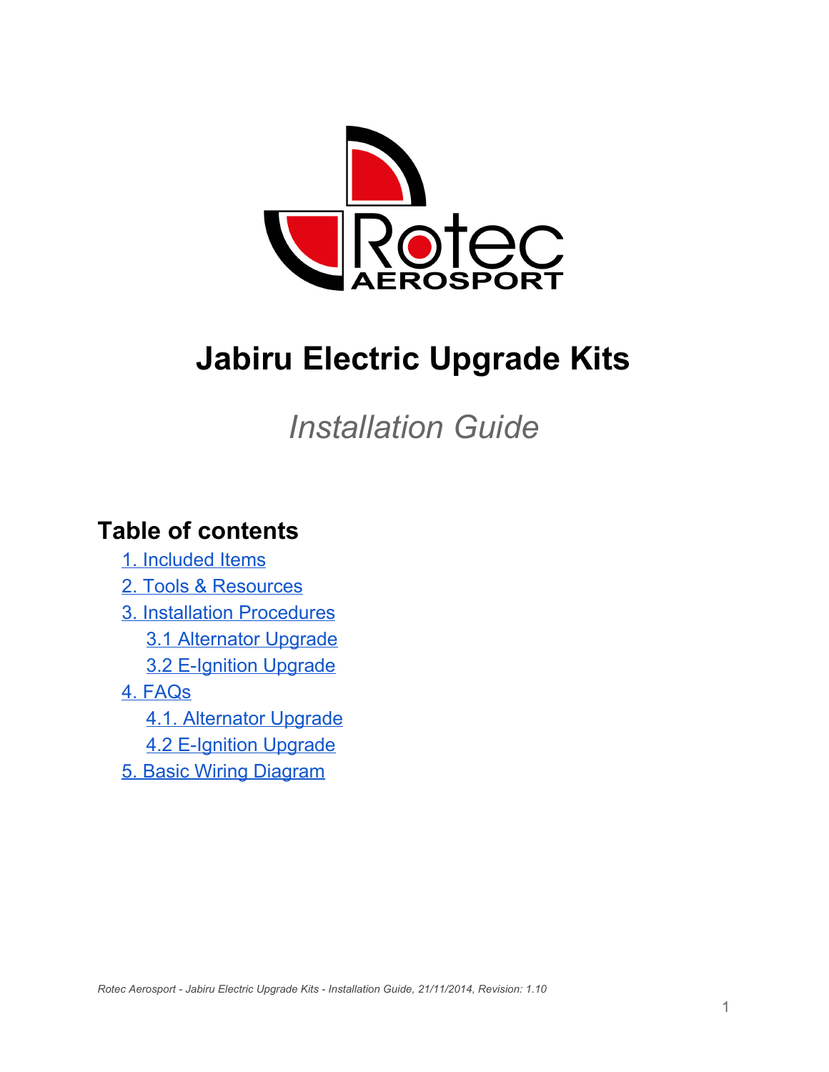# Jabiru Electric Upgrade Kits

*Installation Guide*

## Table of contents

- 1. Included Items
- 2. Tools & Resources
- 3. Installation Procedures
  - 3.1 Alternator Upgrade
  - 3.2 E-Ignition Upgrade
- 4. FAQs
  - 4.1. Alternator Upgrade
  - 4.2 E-Ignition Upgrade
- 5. Basic Wiring Diagram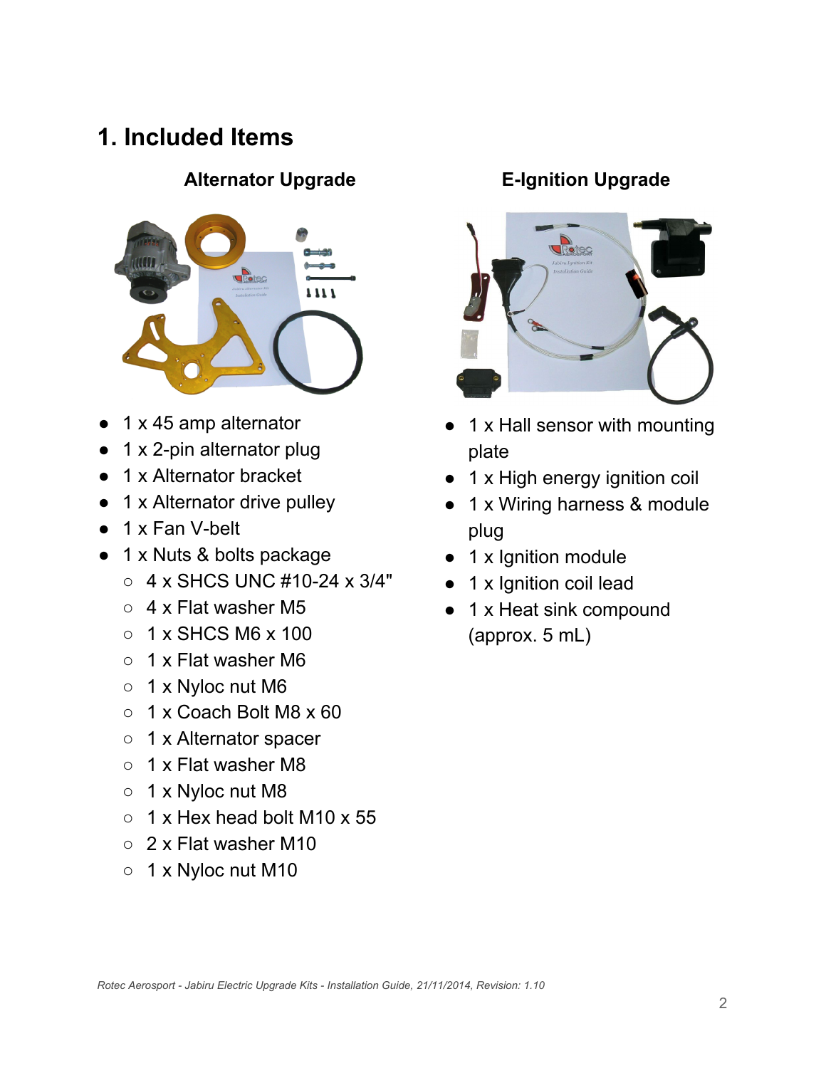# 1. Included Items

### Alternator Upgrade

- 1 x 45 amp alternator
- 1 x 2-pin alternator plug
- 1 x Alternator bracket
- 1 x Alternator drive pulley
- 1 x Fan V-belt
- 1 x Nuts & bolts package
  - 4 x SHCS UNC #10-24 x 3/4"
  - 4 x Flat washer M5
  - 1 x SHCS M6 x 100
  - 1 x Flat washer M6
  - 1 x Nyloc nut M6
  - 1 x Coach Bolt M8 x 60
  - 1 x Alternator spacer
  - 1 x Flat washer M8
  - 1 x Nyloc nut M8
  - 1 x Hex head bolt M10 x 55
  - 2 x Flat washer M10
  - 1 x Nyloc nut M10

### E-Ignition Upgrade

- 1 x Hall sensor with mounting plate
- 1 x High energy ignition coil
- 1 x Wiring harness & module plug
- 1 x Ignition module
- 1 x Ignition coil lead
- 1 x Heat sink compound (approx. 5 mL)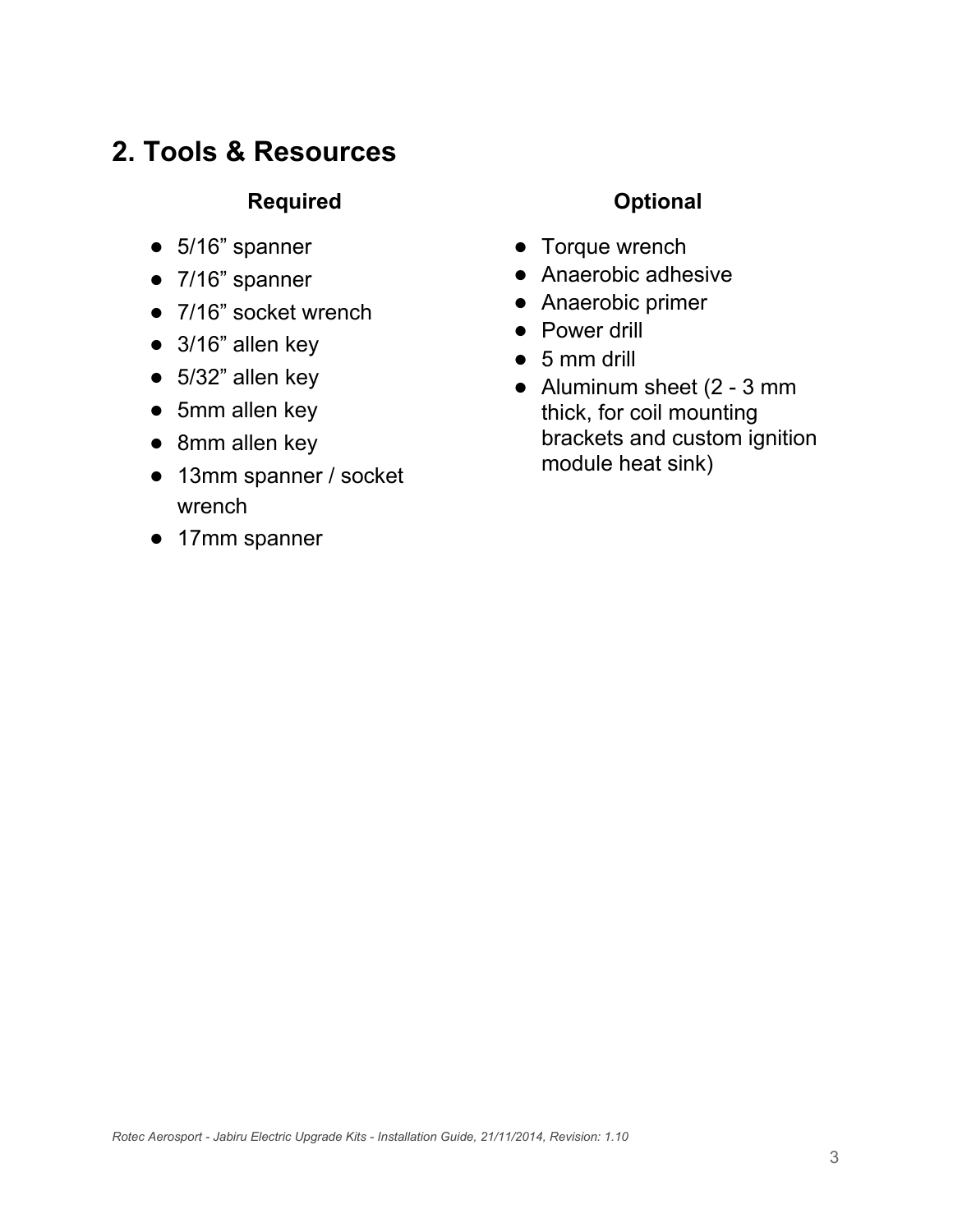## 2. Tools & Resources

### Required

- 5/16” spanner
- 7/16” spanner
- 7/16” socket wrench
- 3/16” allen key
- 5/32” allen key
- 5mm allen key
- 8mm allen key
- 13mm spanner / socket wrench
- 17mm spanner

### Optional

- Torque wrench
- Anaerobic adhesive
- Anaerobic primer
- Power drill
- 5 mm drill
- Aluminum sheet (2 - 3 mm thick, for coil mounting brackets and custom ignition module heat sink)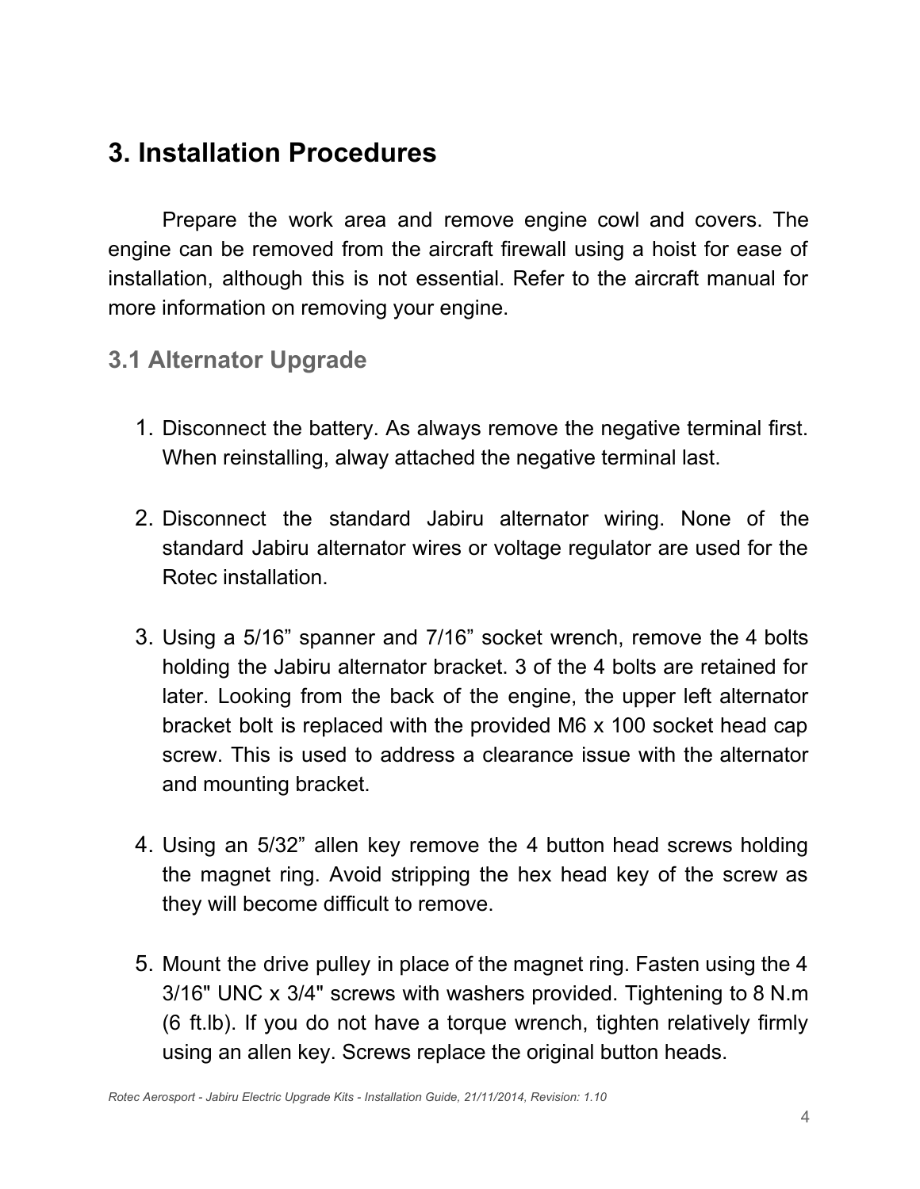# 3. Installation Procedures

Prepare the work area and remove engine cowl and covers. The engine can be removed from the aircraft firewall using a hoist for ease of installation, although this is not essential. Refer to the aircraft manual for more information on removing your engine.

## 3.1 Alternator Upgrade

1. Disconnect the battery. As always remove the negative terminal first. When reinstalling, alway attached the negative terminal last.

2. Disconnect the standard Jabiru alternator wiring. None of the standard Jabiru alternator wires or voltage regulator are used for the Rotec installation.

3. Using a 5/16” spanner and 7/16” socket wrench, remove the 4 bolts holding the Jabiru alternator bracket. 3 of the 4 bolts are retained for later. Looking from the back of the engine, the upper left alternator bracket bolt is replaced with the provided M6 x 100 socket head cap screw. This is used to address a clearance issue with the alternator and mounting bracket.

4. Using an 5/32” allen key remove the 4 button head screws holding the magnet ring. Avoid stripping the hex head key of the screw as they will become difficult to remove.

5. Mount the drive pulley in place of the magnet ring. Fasten using the 4 3/16" UNC x 3/4" screws with washers provided. Tightening to 8 N.m (6 ft.lb). If you do not have a torque wrench, tighten relatively firmly using an allen key. Screws replace the original button heads.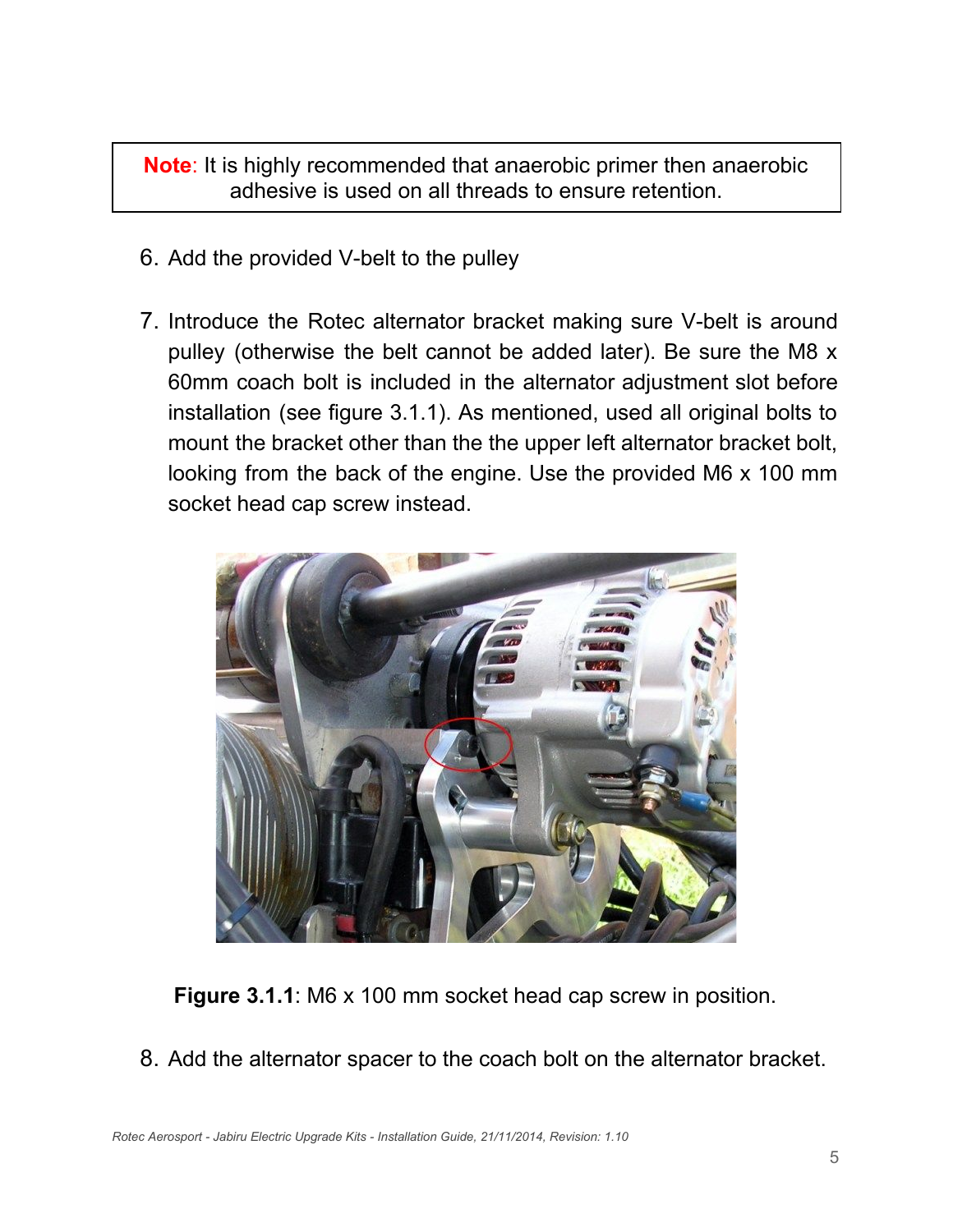**Note**: It is highly recommended that anaerobic primer then anaerobic adhesive is used on all threads to ensure retention.

6. Add the provided V-belt to the pulley

7. Introduce the Rotec alternator bracket making sure V-belt is around pulley (otherwise the belt cannot be added later). Be sure the M8 x 60mm coach bolt is included in the alternator adjustment slot before installation (see figure 3.1.1). As mentioned, used all original bolts to mount the bracket other than the the upper left alternator bracket bolt, looking from the back of the engine. Use the provided M6 x 100 mm socket head cap screw instead.

**Figure 3.1.1**: M6 x 100 mm socket head cap screw in position.

8. Add the alternator spacer to the coach bolt on the alternator bracket.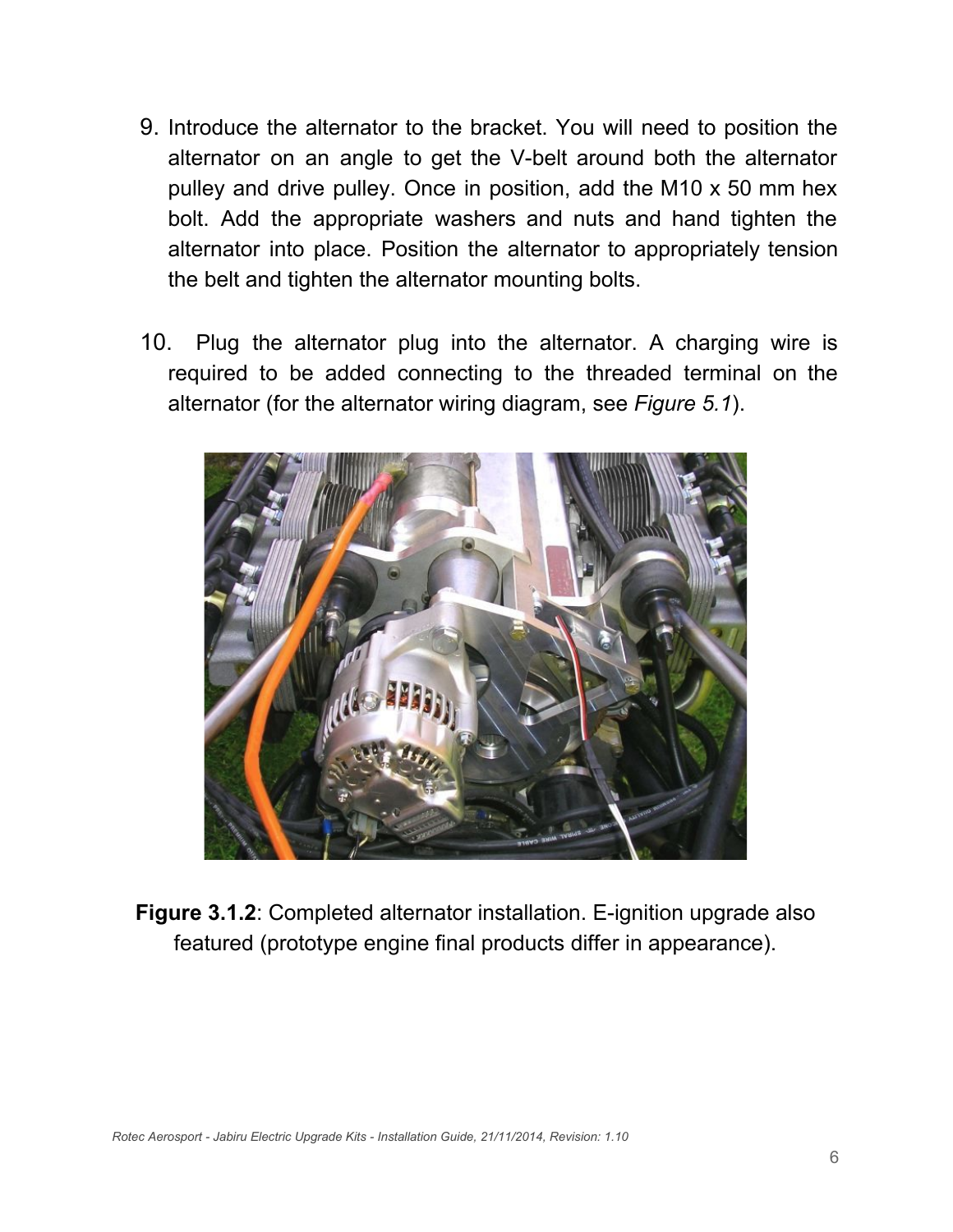9. Introduce the alternator to the bracket. You will need to position the alternator on an angle to get the V-belt around both the alternator pulley and drive pulley. Once in position, add the M10 x 50 mm hex bolt. Add the appropriate washers and nuts and hand tighten the alternator into place. Position the alternator to appropriately tension the belt and tighten the alternator mounting bolts.

10. Plug the alternator plug into the alternator. A charging wire is required to be added connecting to the threaded terminal on the alternator (for the alternator wiring diagram, see *Figure 5.1*).

**Figure 3.1.2**: Completed alternator installation. E-ignition upgrade also featured (prototype engine final products differ in appearance).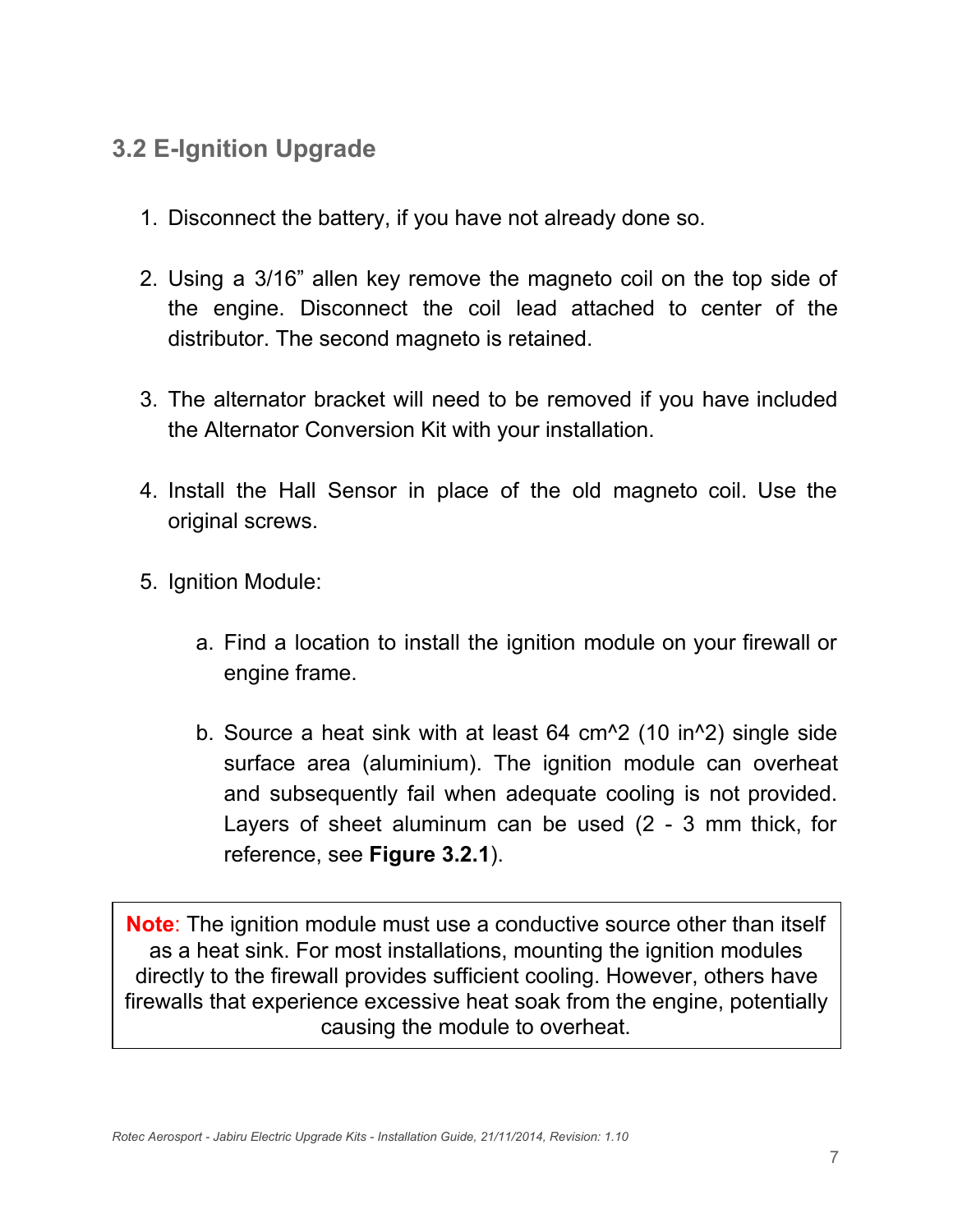## 3.2 E-Ignition Upgrade

1. Disconnect the battery, if you have not already done so.

2. Using a 3/16” allen key remove the magneto coil on the top side of the engine. Disconnect the coil lead attached to center of the distributor. The second magneto is retained.

3. The alternator bracket will need to be removed if you have included the Alternator Conversion Kit with your installation.

4. Install the Hall Sensor in place of the old magneto coil. Use the original screws.

5. Ignition Module:

    a. Find a location to install the ignition module on your firewall or engine frame.

    b. Source a heat sink with at least 64 cm^2 (10 in^2) single side surface area (aluminium). The ignition module can overheat and subsequently fail when adequate cooling is not provided. Layers of sheet aluminum can be used (2 - 3 mm thick, for reference, see **Figure 3.2.1**).

> **Note**: The ignition module must use a conductive source other than itself as a heat sink. For most installations, mounting the ignition modules directly to the firewall provides sufficient cooling. However, others have firewalls that experience excessive heat soak from the engine, potentially causing the module to overheat.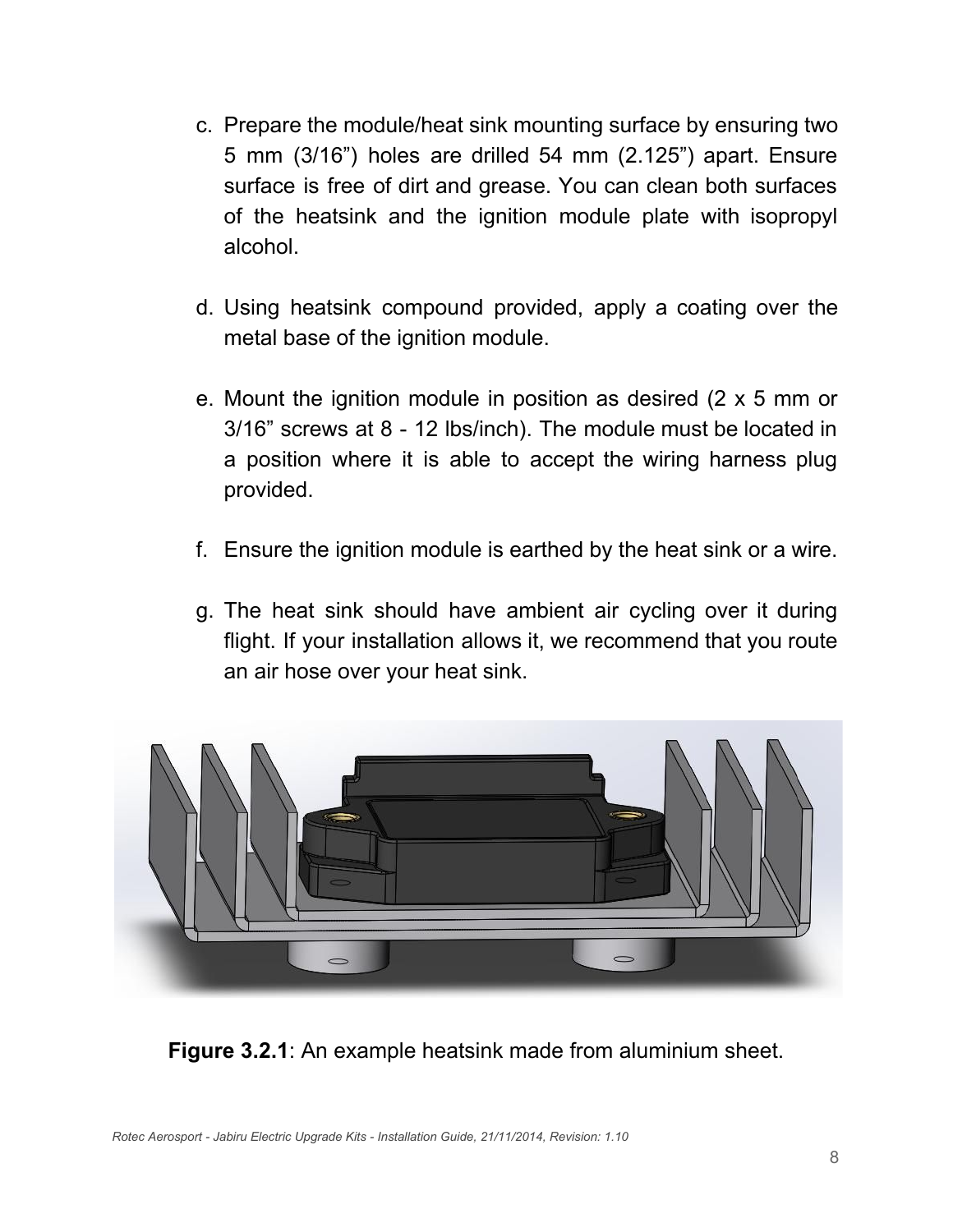c. Prepare the module/heat sink mounting surface by ensuring two 5 mm (3/16") holes are drilled 54 mm (2.125") apart. Ensure surface is free of dirt and grease. You can clean both surfaces of the heatsink and the ignition module plate with isopropyl alcohol.

d. Using heatsink compound provided, apply a coating over the metal base of the ignition module.

e. Mount the ignition module in position as desired (2 x 5 mm or 3/16" screws at 8 - 12 lbs/inch). The module must be located in a position where it is able to accept the wiring harness plug provided.

f. Ensure the ignition module is earthed by the heat sink or a wire.

g. The heat sink should have ambient air cycling over it during flight. If your installation allows it, we recommend that you route an air hose over your heat sink.

**Figure 3.2.1**: An example heatsink made from aluminium sheet.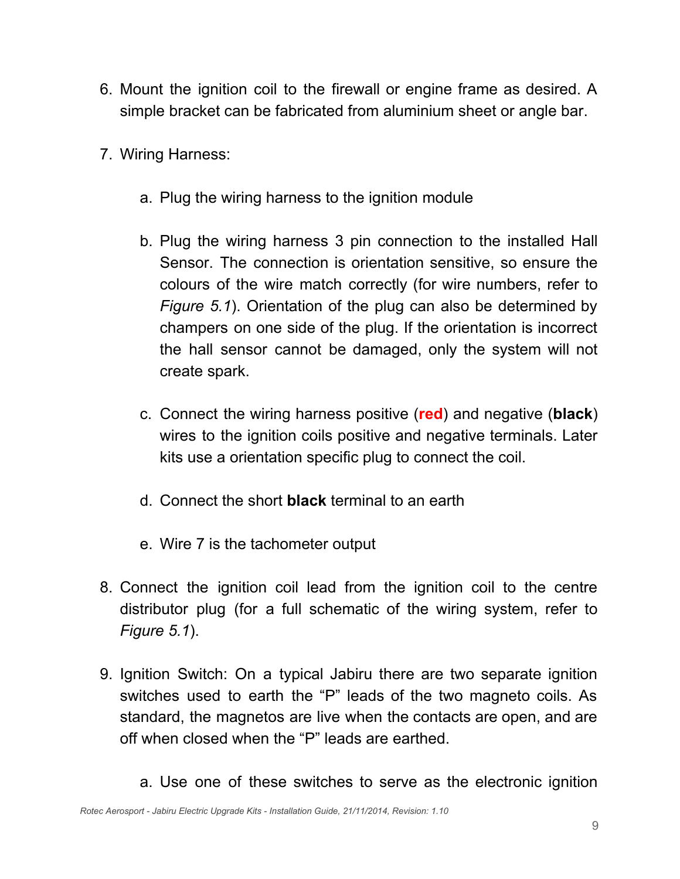6. Mount the ignition coil to the firewall or engine frame as desired. A simple bracket can be fabricated from aluminium sheet or angle bar.

7. Wiring Harness:

    a. Plug the wiring harness to the ignition module

    b. Plug the wiring harness 3 pin connection to the installed Hall Sensor. The connection is orientation sensitive, so ensure the colours of the wire match correctly (for wire numbers, refer to *Figure 5.1*). Orientation of the plug can also be determined by champers on one side of the plug. If the orientation is incorrect the hall sensor cannot be damaged, only the system will not create spark.

    c. Connect the wiring harness positive (**red**) and negative (**black**) wires to the ignition coils positive and negative terminals. Later kits use a orientation specific plug to connect the coil.

    d. Connect the short **black** terminal to an earth

    e. Wire 7 is the tachometer output

8. Connect the ignition coil lead from the ignition coil to the centre distributor plug (for a full schematic of the wiring system, refer to *Figure 5.1*).

9. Ignition Switch: On a typical Jabiru there are two separate ignition switches used to earth the "P" leads of the two magneto coils. As standard, the magnetos are live when the contacts are open, and are off when closed when the "P" leads are earthed.

    a. Use one of these switches to serve as the electronic ignition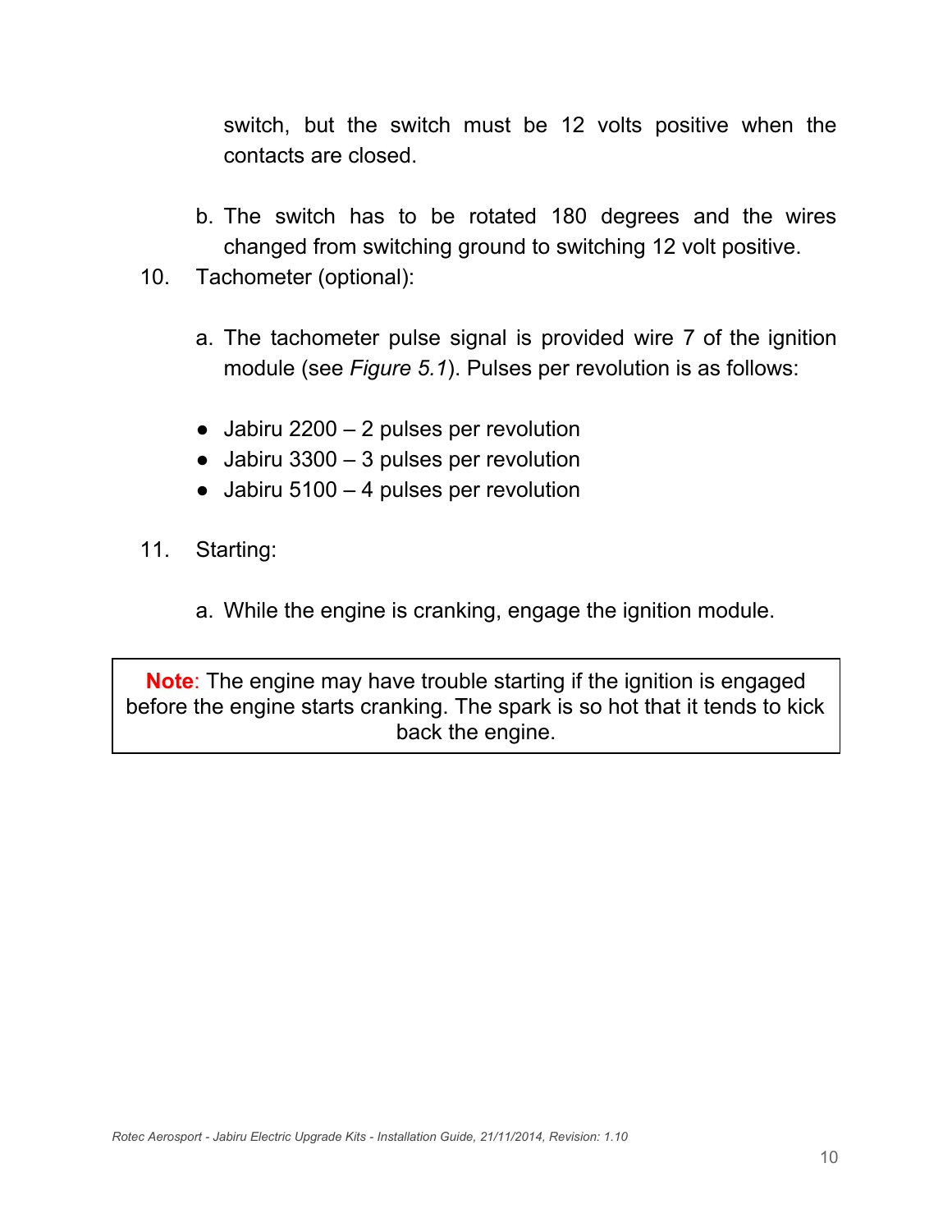switch, but the switch must be 12 volts positive when the contacts are closed.

b. The switch has to be rotated 180 degrees and the wires changed from switching ground to switching 12 volt positive.

10. Tachometer (optional):

    a. The tachometer pulse signal is provided wire 7 of the ignition module (see *Figure 5.1*). Pulses per revolution is as follows:

    - Jabiru 2200 – 2 pulses per revolution
    - Jabiru 3300 – 3 pulses per revolution
    - Jabiru 5100 – 4 pulses per revolution

11. Starting:

    a. While the engine is cranking, engage the ignition module.

> **Note**: The engine may have trouble starting if the ignition is engaged before the engine starts cranking. The spark is so hot that it tends to kick back the engine.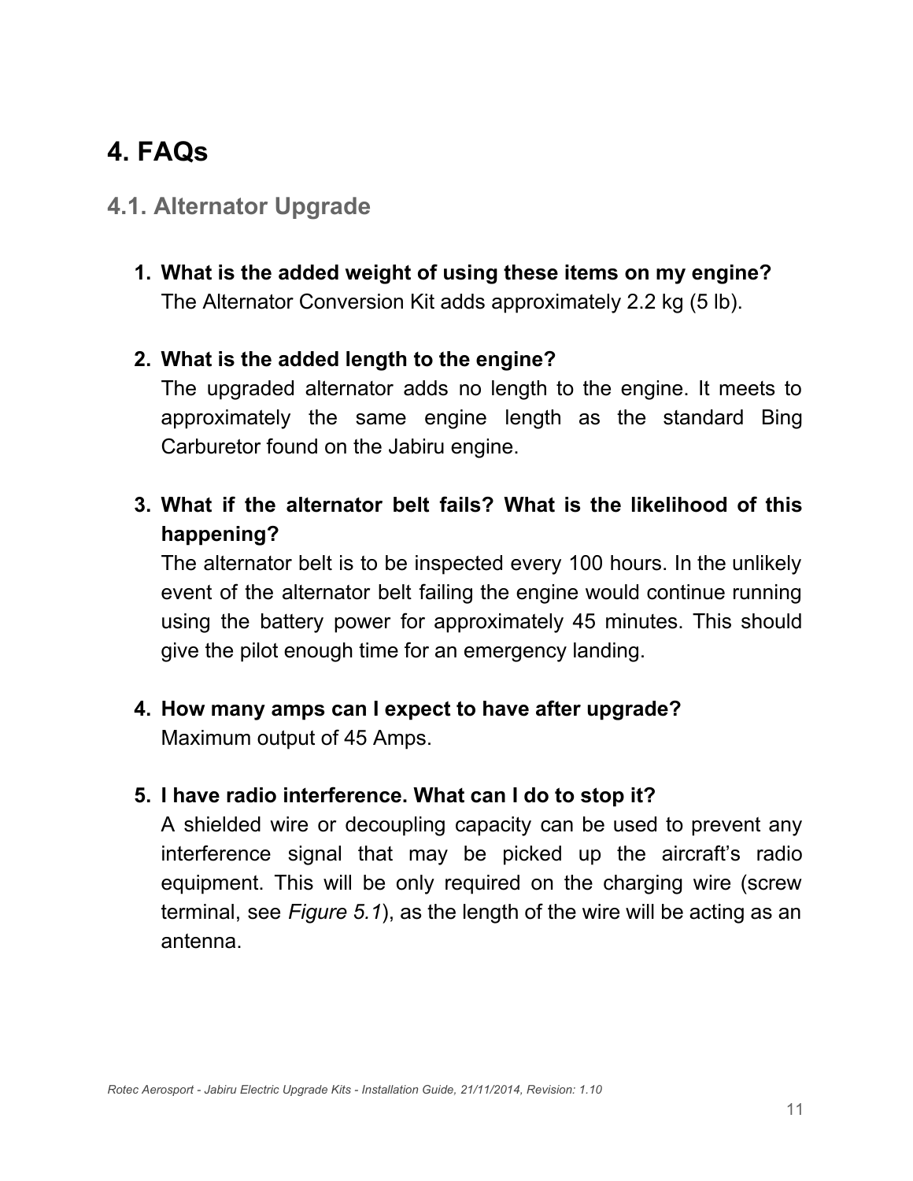# 4. FAQs

## 4.1. Alternator Upgrade

1. **What is the added weight of using these items on my engine?**
   The Alternator Conversion Kit adds approximately 2.2 kg (5 lb).

2. **What is the added length to the engine?**
   The upgraded alternator adds no length to the engine. It meets to approximately the same engine length as the standard Bing Carburetor found on the Jabiru engine.

3. **What if the alternator belt fails? What is the likelihood of this happening?**
   The alternator belt is to be inspected every 100 hours. In the unlikely event of the alternator belt failing the engine would continue running using the battery power for approximately 45 minutes. This should give the pilot enough time for an emergency landing.

4. **How many amps can I expect to have after upgrade?**
   Maximum output of 45 Amps.

5. **I have radio interference. What can I do to stop it?**
   A shielded wire or decoupling capacity can be used to prevent any interference signal that may be picked up the aircraft's radio equipment. This will be only required on the charging wire (screw terminal, see *Figure 5.1*), as the length of the wire will be acting as an antenna.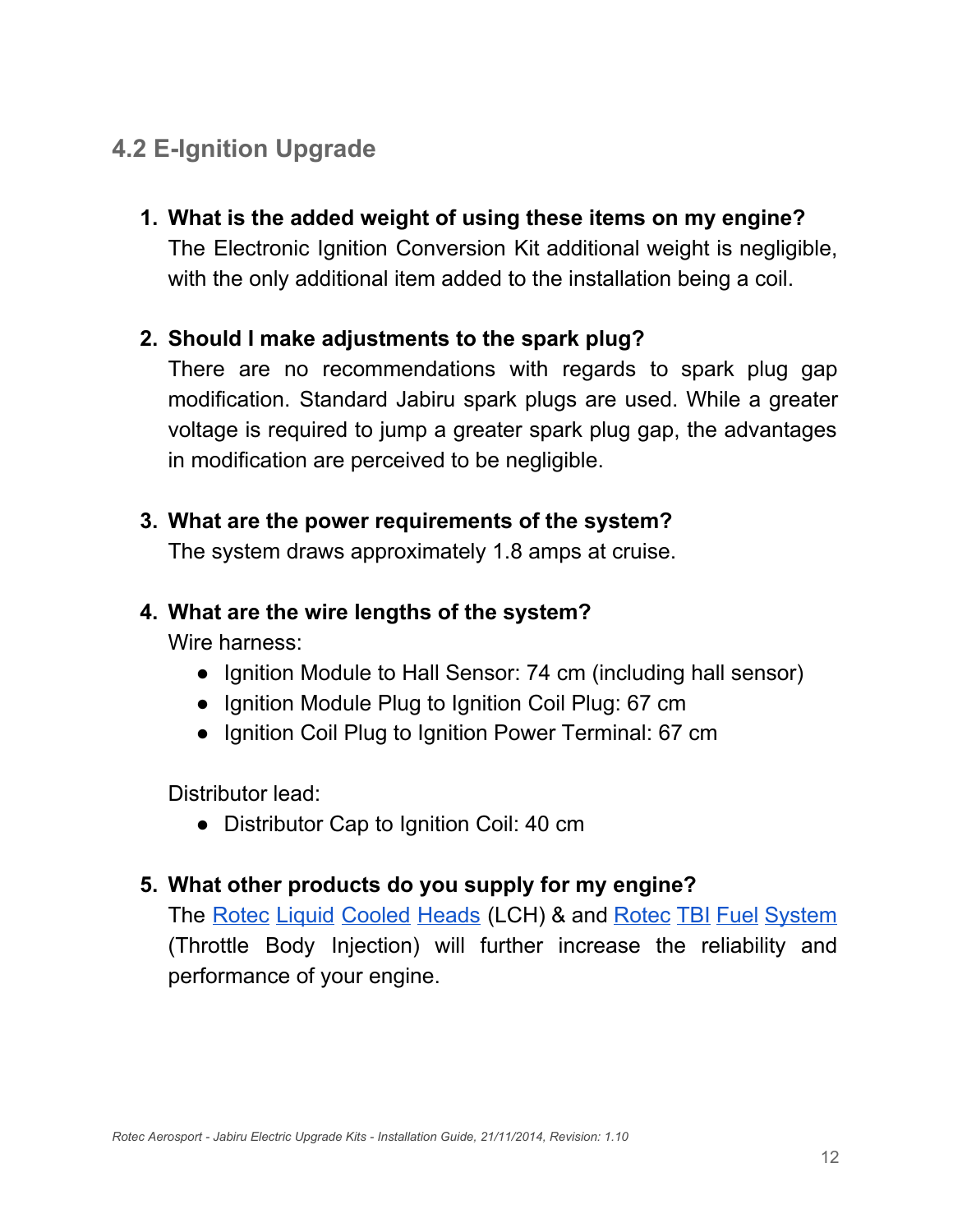## 4.2 E-Ignition Upgrade

1. **What is the added weight of using these items on my engine?**
   The Electronic Ignition Conversion Kit additional weight is negligible, with the only additional item added to the installation being a coil.

2. **Should I make adjustments to the spark plug?**
   There are no recommendations with regards to spark plug gap modification. Standard Jabiru spark plugs are used. While a greater voltage is required to jump a greater spark plug gap, the advantages in modification are perceived to be negligible.

3. **What are the power requirements of the system?**
   The system draws approximately 1.8 amps at cruise.

4. **What are the wire lengths of the system?**
   Wire harness:
   - Ignition Module to Hall Sensor: 74 cm (including hall sensor)
   - Ignition Module Plug to Ignition Coil Plug: 67 cm
   - Ignition Coil Plug to Ignition Power Terminal: 67 cm

   Distributor lead:
   - Distributor Cap to Ignition Coil: 40 cm

5. **What other products do you supply for my engine?**
   The Rotec Liquid Cooled Heads (LCH) & and Rotec TBI Fuel System (Throttle Body Injection) will further increase the reliability and performance of your engine.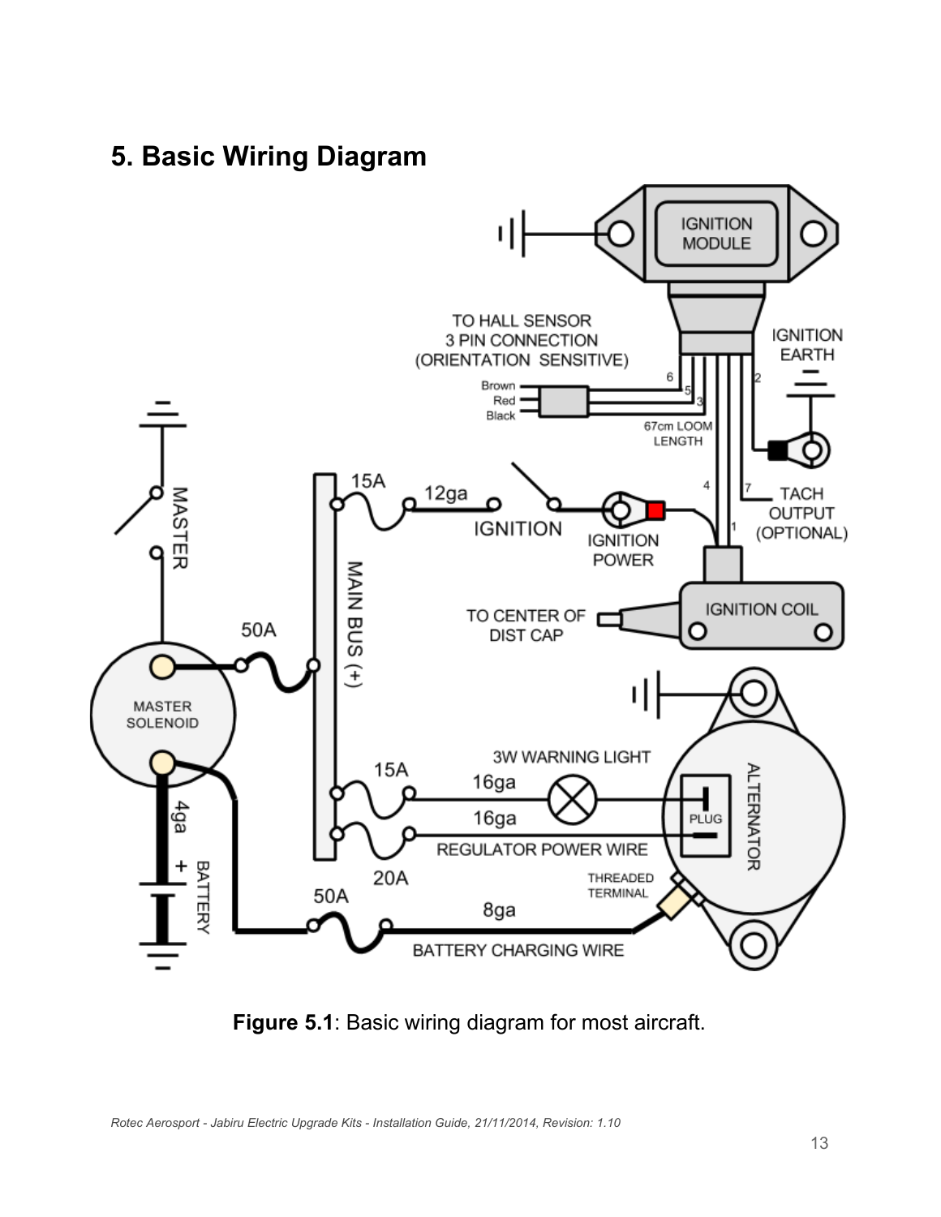# 5. Basic Wiring Diagram

IGNITION MODULE

TO HALL SENSOR
3 PIN CONNECTION
(ORIENTATION SENSITIVE)

Brown
Red
Black

6
5
3
2

IGNITION EARTH

67cm LOOM LENGTH

4
7
1

TACH OUTPUT (OPTIONAL)

MASTER

15A

12ga

IGNITION

IGNITION POWER

MAIN BUS (+)

TO CENTER OF DIST CAP

IGNITION COIL

50A

MASTER SOLENOID

ALTERNATOR

3W WARNING LIGHT

15A

16ga

16ga

PLUG

REGULATOR POWER WIRE

4ga

+

BATTERY

20A

THREADED TERMINAL

50A

8ga

BATTERY CHARGING WIRE

**Figure 5.1**: Basic wiring diagram for most aircraft.